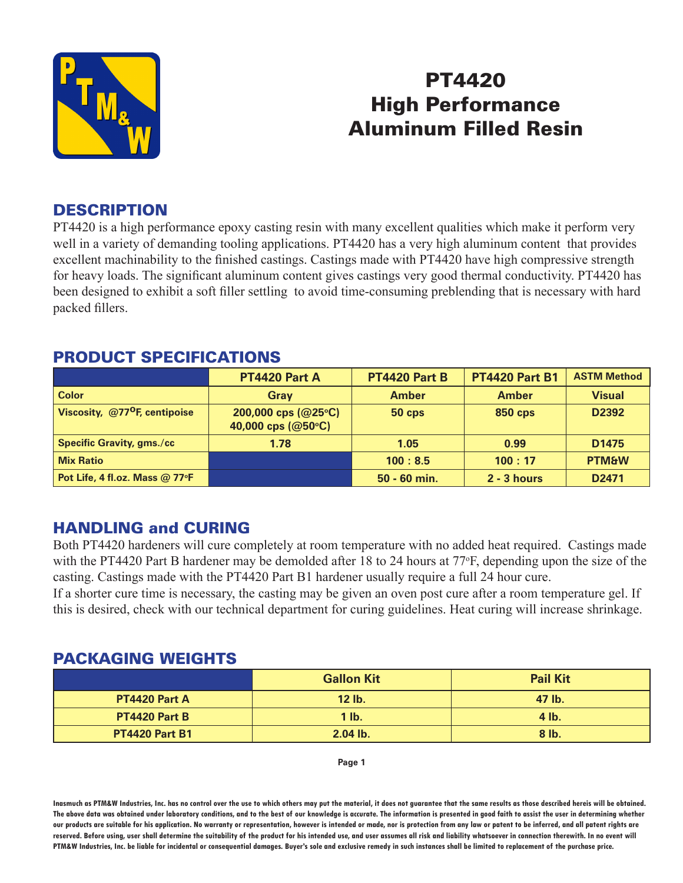# PT4420
# High Performance Aluminum Filled Resin

## DESCRIPTION

PT4420 is a high performance epoxy casting resin with many excellent qualities which make it perform very well in a variety of demanding tooling applications. PT4420 has a very high aluminum content that provides excellent machinability to the finished castings. Castings made with PT4420 have high compressive strength for heavy loads. The significant aluminum content gives castings very good thermal conductivity. PT4420 has been designed to exhibit a soft filler settling to avoid time-consuming preblending that is necessary with hard packed fillers.

## PRODUCT SPECIFICATIONS

| | PT4420 Part A | PT4420 Part B | PT4420 Part B1 | ASTM Method |
|---|---|---|---|---|
| Color | Gray | Amber | Amber | Visual |
| Viscosity, @77°F, centipoise | 200,000 cps (@25°C) 40,000 cps (@50°C) | 50 cps | 850 cps | D2392 |
| Specific Gravity, gms./cc | 1.78 | 1.05 | 0.99 | D1475 |
| Mix Ratio | | 100 : 8.5 | 100 : 17 | PTM&W |
| Pot Life, 4 fl.oz. Mass @ 77°F | | 50 - 60 min. | 2 - 3 hours | D2471 |

## HANDLING and CURING

Both PT4420 hardeners will cure completely at room temperature with no added heat required. Castings made with the PT4420 Part B hardener may be demolded after 18 to 24 hours at 77°F, depending upon the size of the casting. Castings made with the PT4420 Part B1 hardener usually require a full 24 hour cure.

If a shorter cure time is necessary, the casting may be given an oven post cure after a room temperature gel. If this is desired, check with our technical department for curing guidelines. Heat curing will increase shrinkage.

## PACKAGING WEIGHTS

| | Gallon Kit | Pail Kit |
|---|---|---|
| PT4420 Part A | 12 lb. | 47 lb. |
| PT4420 Part B | 1 lb. | 4 lb. |
| PT4420 Part B1 | 2.04 lb. | 8 lb. |

**Inasmuch as PTM&W Industries, Inc. has no control over the use to which others may put the material, it does not guarantee that the same results as those described hereis will be obtained. The above data was obtained under laboratory conditions, and to the best of our knowledge is accurate. The information is presented in good faith to assist the user in determining whether our products are suitable for his application. No warranty or representation, however is intended or made, nor is protection from any law or patent to be inferred, and all patent rights are reserved. Before using, user shall determine the suitability of the product for his intended use, and user assumes all risk and liability whatsoever in connection therewith. In no event will PTM&W Industries, Inc. be liable for incidental or consequential damages. Buyer's sole and exclusive remedy in such instances shall be limited to replacement of the purchase price.**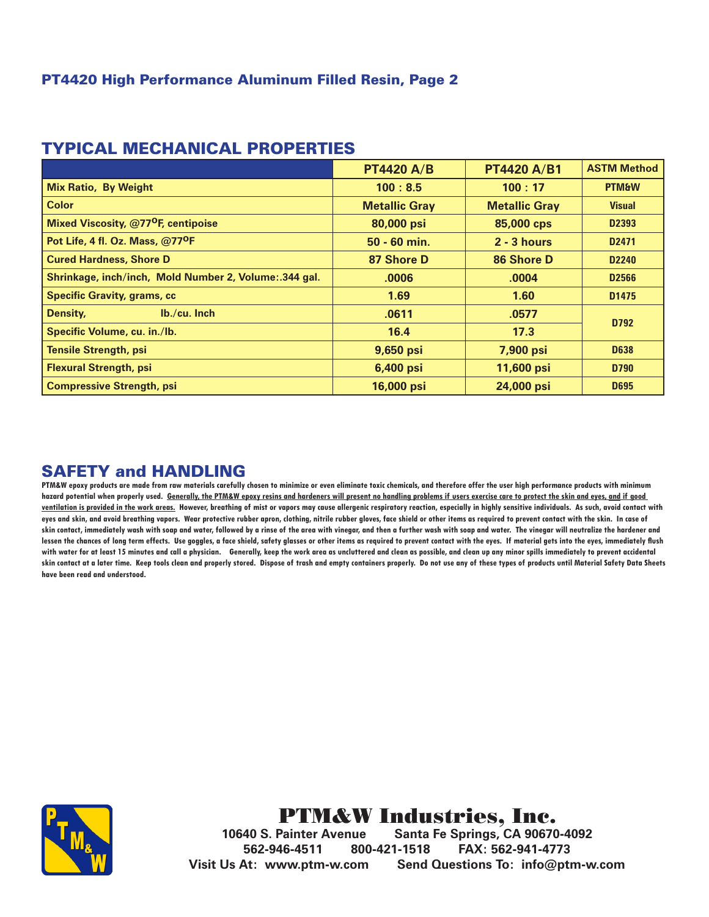### PT4420 High Performance Aluminum Filled Resin, Page 2

## TYPICAL MECHANICAL PROPERTIES

| | PT4420 A/B | PT4420 A/B1 | ASTM Method |
|---|---|---|---|
| Mix Ratio, By Weight | 100 : 8.5 | 100 : 17 | PTM&W |
| Color | Metallic Gray | Metallic Gray | Visual |
| Mixed Viscosity, @77$^{O}$F, centipoise | 80,000 psi | 85,000 cps | D2393 |
| Pot Life, 4 fl. Oz. Mass, @77$^{O}$F | 50 - 60 min. | 2 - 3 hours | D2471 |
| Cured Hardness, Shore D | 87 Shore D | 86 Shore D | D2240 |
| Shrinkage, inch/inch, Mold Number 2, Volume:.344 gal. | .0006 | .0004 | D2566 |
| Specific Gravity, grams, cc | 1.69 | 1.60 | D1475 |
| Density, lb./cu. Inch | .0611 | .0577 | D792 |
| Specific Volume, cu. in./lb. | 16.4 | 17.3 | |
| Tensile Strength, psi | 9,650 psi | 7,900 psi | D638 |
| Flexural Strength, psi | 6,400 psi | 11,600 psi | D790 |
| Compressive Strength, psi | 16,000 psi | 24,000 psi | D695 |

## SAFETY and HANDLING

PTM&W epoxy products are made from raw materials carefully chosen to minimize or even eliminate toxic chemicals, and therefore offer the user high performance products with minimum hazard potential when properly used. Generally, the PTM&W epoxy resins and hardeners will present no handling problems if users exercise care to protect the skin and eyes, and if good ventilation is provided in the work areas. However, breathing of mist or vapors may cause allergenic respiratory reaction, especially in highly sensitive individuals. As such, avoid contact with eyes and skin, and avoid breathing vapors. Wear protective rubber apron, clothing, nitrile rubber gloves, face shield or other items as required to prevent contact with the skin. In case of skin contact, immediately wash with soap and water, followed by a rinse of the area with vinegar, and then a further wash with soap and water. The vinegar will neutralize the hardener and lessen the chances of long term effects. Use goggles, a face shield, safety glasses or other items as required to prevent contact with the eyes. If material gets into the eyes, immediately flush with water for at least 15 minutes and call a physician. Generally, keep the work area as uncluttered and clean as possible, and clean up any minor spills immediately to prevent accidental skin contact at a later time. Keep tools clean and properly stored. Dispose of trash and empty containers properly. Do not use any of these types of products until Material Safety Data Sheets have been read and understood.

**PTM&W Industries, Inc.**
10640 S. Painter Avenue Santa Fe Springs, CA 90670-4092
562-946-4511 800-421-1518 FAX: 562-941-4773
Visit Us At: www.ptm-w.com Send Questions To: info@ptm-w.com